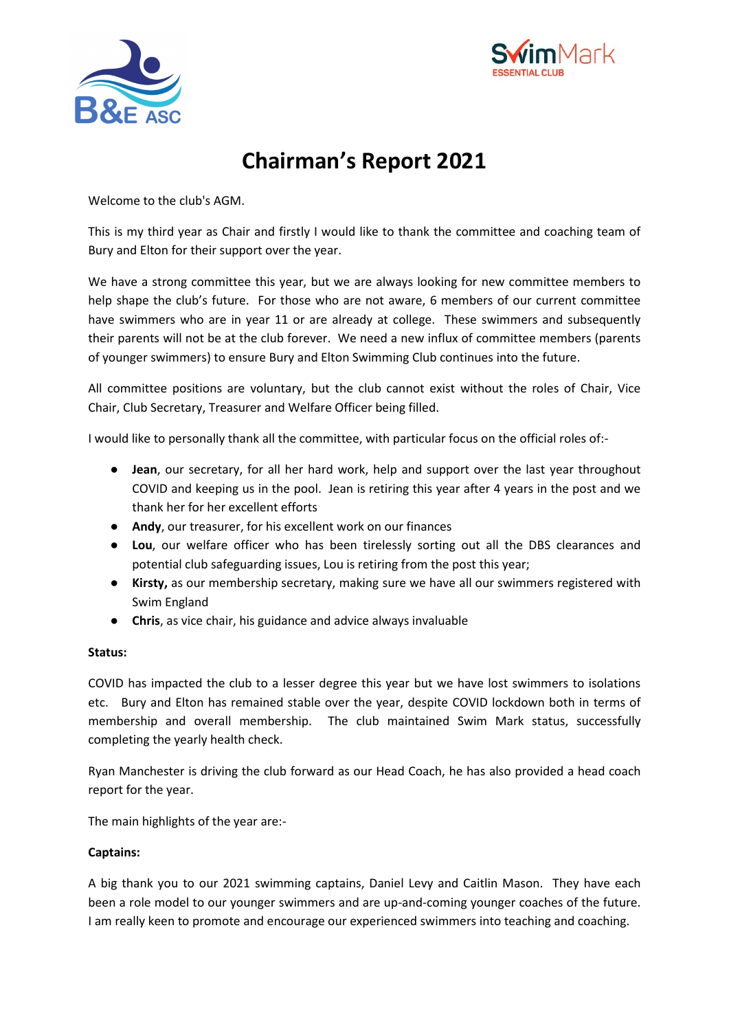# Chairman's Report 2021

Welcome to the club's AGM.

This is my third year as Chair and firstly I would like to thank the committee and coaching team of Bury and Elton for their support over the year.

We have a strong committee this year, but we are always looking for new committee members to help shape the club's future. For those who are not aware, 6 members of our current committee have swimmers who are in year 11 or are already at college. These swimmers and subsequently their parents will not be at the club forever. We need a new influx of committee members (parents of younger swimmers) to ensure Bury and Elton Swimming Club continues into the future.

All committee positions are voluntary, but the club cannot exist without the roles of Chair, Vice Chair, Club Secretary, Treasurer and Welfare Officer being filled.

I would like to personally thank all the committee, with particular focus on the official roles of:-

- **Jean**, our secretary, for all her hard work, help and support over the last year throughout COVID and keeping us in the pool. Jean is retiring this year after 4 years in the post and we thank her for her excellent efforts
- **Andy**, our treasurer, for his excellent work on our finances
- **Lou**, our welfare officer who has been tirelessly sorting out all the DBS clearances and potential club safeguarding issues, Lou is retiring from the post this year;
- **Kirsty,** as our membership secretary, making sure we have all our swimmers registered with Swim England
- **Chris**, as vice chair, his guidance and advice always invaluable

**Status:**

COVID has impacted the club to a lesser degree this year but we have lost swimmers to isolations etc. Bury and Elton has remained stable over the year, despite COVID lockdown both in terms of membership and overall membership. The club maintained Swim Mark status, successfully completing the yearly health check.

Ryan Manchester is driving the club forward as our Head Coach, he has also provided a head coach report for the year.

The main highlights of the year are:-

**Captains:**

A big thank you to our 2021 swimming captains, Daniel Levy and Caitlin Mason. They have each been a role model to our younger swimmers and are up-and-coming younger coaches of the future. I am really keen to promote and encourage our experienced swimmers into teaching and coaching.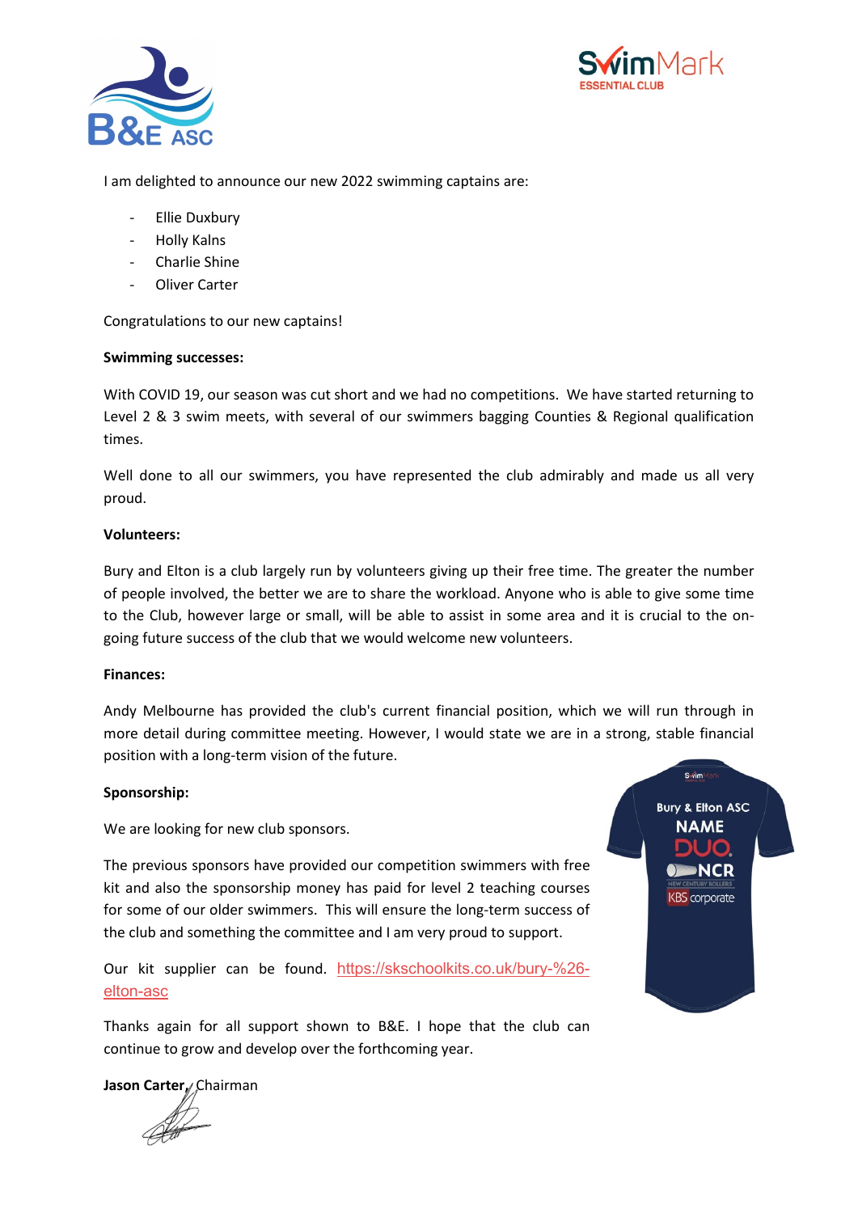I am delighted to announce our new 2022 swimming captains are:

- Ellie Duxbury
- Holly Kalns
- Charlie Shine
- Oliver Carter

Congratulations to our new captains!

**Swimming successes:**

With COVID 19, our season was cut short and we had no competitions. We have started returning to Level 2 & 3 swim meets, with several of our swimmers bagging Counties & Regional qualification times.

Well done to all our swimmers, you have represented the club admirably and made us all very proud.

**Volunteers:**

Bury and Elton is a club largely run by volunteers giving up their free time. The greater the number of people involved, the better we are to share the workload. Anyone who is able to give some time to the Club, however large or small, will be able to assist in some area and it is crucial to the on-going future success of the club that we would welcome new volunteers.

**Finances:**

Andy Melbourne has provided the club's current financial position, which we will run through in more detail during committee meeting. However, I would state we are in a strong, stable financial position with a long-term vision of the future.

**Sponsorship:**

We are looking for new club sponsors.

The previous sponsors have provided our competition swimmers with free kit and also the sponsorship money has paid for level 2 teaching courses for some of our older swimmers. This will ensure the long-term success of the club and something the committee and I am very proud to support.

Our kit supplier can be found. https://skschoolkits.co.uk/bury-%26-elton-asc

Thanks again for all support shown to B&E. I hope that the club can continue to grow and develop over the forthcoming year.

**Jason Carter**, Chairman